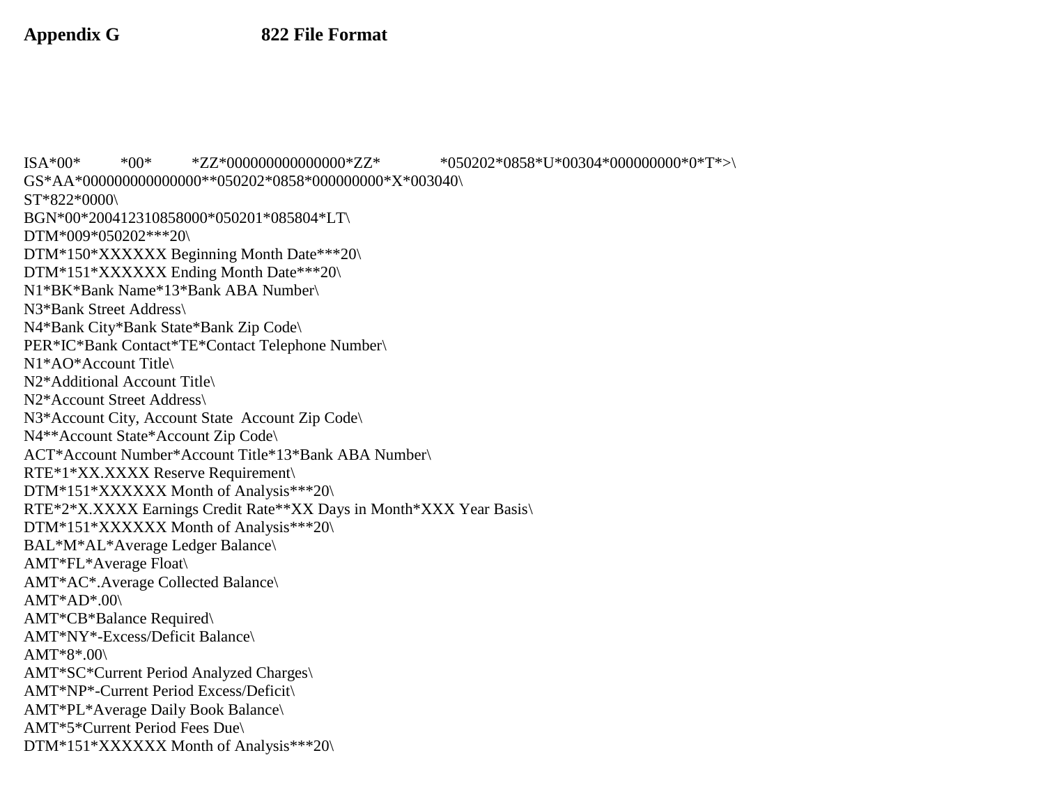**Appendix G 822 File Format**

```
ISA*00*          *00*          *ZZ*000000000000000*ZZ*               *050202*0858*U*00304*000000000*0*T*>\
GS*AA*000000000000000**050202*0858*000000000*X*003040\
ST*822*0000\
BGN*00*200412310858000*050201*085804*LT\
DTM*009*050202***20\
DTM*150*XXXXXX Beginning Month Date***20\
DTM*151*XXXXXX Ending Month Date***20\
N1*BK*Bank Name*13*Bank ABA Number\
N3*Bank Street Address\
N4*Bank City*Bank State*Bank Zip Code\
PER*IC*Bank Contact*TE*Contact Telephone Number\
N1*AO*Account Title\
N2*Additional Account Title\
N2*Account Street Address\
N3*Account City, Account State  Account Zip Code\
N4**Account State*Account Zip Code\
ACT*Account Number*Account Title*13*Bank ABA Number\
RTE*1*XX.XXXX Reserve Requirement\
DTM*151*XXXXXX Month of Analysis***20\
RTE*2*X.XXXX Earnings Credit Rate**XX Days in Month*XXX Year Basis\
DTM*151*XXXXXX Month of Analysis***20\
BAL*M*AL*Average Ledger Balance\
AMT*FL*Average Float\
AMT*AC*.Average Collected Balance\
AMT*AD*.00\
AMT*CB*Balance Required\
AMT*NY*-Excess/Deficit Balance\
AMT*8*.00\
AMT*SC*Current Period Analyzed Charges\
AMT*NP*-Current Period Excess/Deficit\
AMT*PL*Average Daily Book Balance\
AMT*5*Current Period Fees Due\
DTM*151*XXXXXX Month of Analysis***20\
```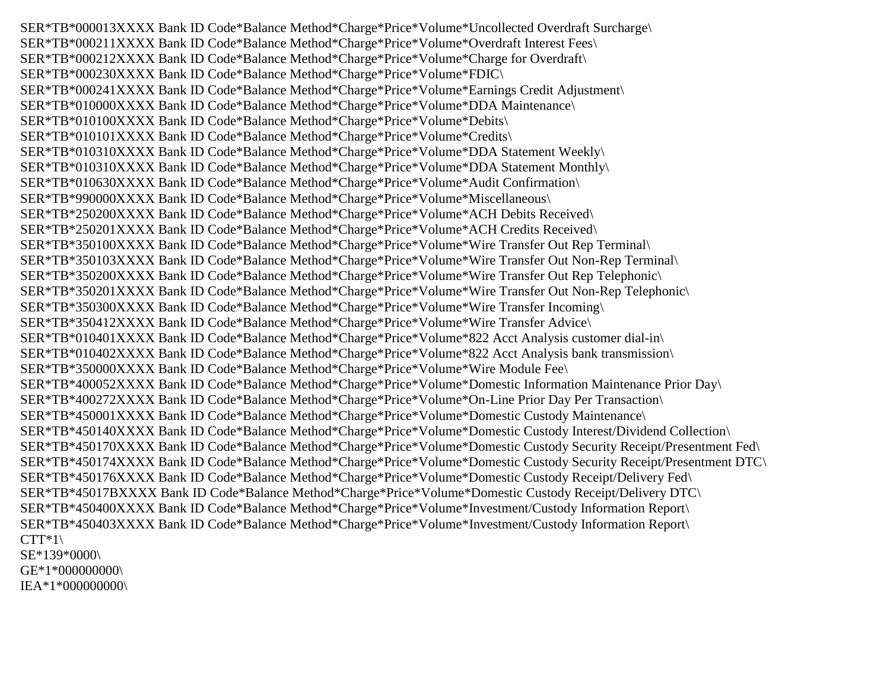SER*TB*000013XXXX Bank ID Code*Balance Method*Charge*Price*Volume*Uncollected Overdraft Surcharge\
SER*TB*000211XXXX Bank ID Code*Balance Method*Charge*Price*Volume*Overdraft Interest Fees\
SER*TB*000212XXXX Bank ID Code*Balance Method*Charge*Price*Volume*Charge for Overdraft\
SER*TB*000230XXXX Bank ID Code*Balance Method*Charge*Price*Volume*FDIC\
SER*TB*000241XXXX Bank ID Code*Balance Method*Charge*Price*Volume*Earnings Credit Adjustment\
SER*TB*010000XXXX Bank ID Code*Balance Method*Charge*Price*Volume*DDA Maintenance\
SER*TB*010100XXXX Bank ID Code*Balance Method*Charge*Price*Volume*Debits\
SER*TB*010101XXXX Bank ID Code*Balance Method*Charge*Price*Volume*Credits\
SER*TB*010310XXXX Bank ID Code*Balance Method*Charge*Price*Volume*DDA Statement Weekly\
SER*TB*010310XXXX Bank ID Code*Balance Method*Charge*Price*Volume*DDA Statement Monthly\
SER*TB*010630XXXX Bank ID Code*Balance Method*Charge*Price*Volume*Audit Confirmation\
SER*TB*990000XXXX Bank ID Code*Balance Method*Charge*Price*Volume*Miscellaneous\
SER*TB*250200XXXX Bank ID Code*Balance Method*Charge*Price*Volume*ACH Debits Received\
SER*TB*250201XXXX Bank ID Code*Balance Method*Charge*Price*Volume*ACH Credits Received\
SER*TB*350100XXXX Bank ID Code*Balance Method*Charge*Price*Volume*Wire Transfer Out Rep Terminal\
SER*TB*350103XXXX Bank ID Code*Balance Method*Charge*Price*Volume*Wire Transfer Out Non-Rep Terminal\
SER*TB*350200XXXX Bank ID Code*Balance Method*Charge*Price*Volume*Wire Transfer Out Rep Telephonic\
SER*TB*350201XXXX Bank ID Code*Balance Method*Charge*Price*Volume*Wire Transfer Out Non-Rep Telephonic\
SER*TB*350300XXXX Bank ID Code*Balance Method*Charge*Price*Volume*Wire Transfer Incoming\
SER*TB*350412XXXX Bank ID Code*Balance Method*Charge*Price*Volume*Wire Transfer Advice\
SER*TB*010401XXXX Bank ID Code*Balance Method*Charge*Price*Volume*822 Acct Analysis customer dial-in\
SER*TB*010402XXXX Bank ID Code*Balance Method*Charge*Price*Volume*822 Acct Analysis bank transmission\
SER*TB*350000XXXX Bank ID Code*Balance Method*Charge*Price*Volume*Wire Module Fee\
SER*TB*400052XXXX Bank ID Code*Balance Method*Charge*Price*Volume*Domestic Information Maintenance Prior Day\
SER*TB*400272XXXX Bank ID Code*Balance Method*Charge*Price*Volume*On-Line Prior Day Per Transaction\
SER*TB*450001XXXX Bank ID Code*Balance Method*Charge*Price*Volume*Domestic Custody Maintenance\
SER*TB*450140XXXX Bank ID Code*Balance Method*Charge*Price*Volume*Domestic Custody Interest/Dividend Collection\
SER*TB*450170XXXX Bank ID Code*Balance Method*Charge*Price*Volume*Domestic Custody Security Receipt/Presentment Fed\
SER*TB*450174XXXX Bank ID Code*Balance Method*Charge*Price*Volume*Domestic Custody Security Receipt/Presentment DTC\
SER*TB*450176XXXX Bank ID Code*Balance Method*Charge*Price*Volume*Domestic Custody Receipt/Delivery Fed\
SER*TB*45017BXXXX Bank ID Code*Balance Method*Charge*Price*Volume*Domestic Custody Receipt/Delivery DTC\
SER*TB*450400XXXX Bank ID Code*Balance Method*Charge*Price*Volume*Investment/Custody Information Report\
SER*TB*450403XXXX Bank ID Code*Balance Method*Charge*Price*Volume*Investment/Custody Information Report\
CTT*1\
SE*139*0000\
GE*1*000000000\
IEA*1*000000000\